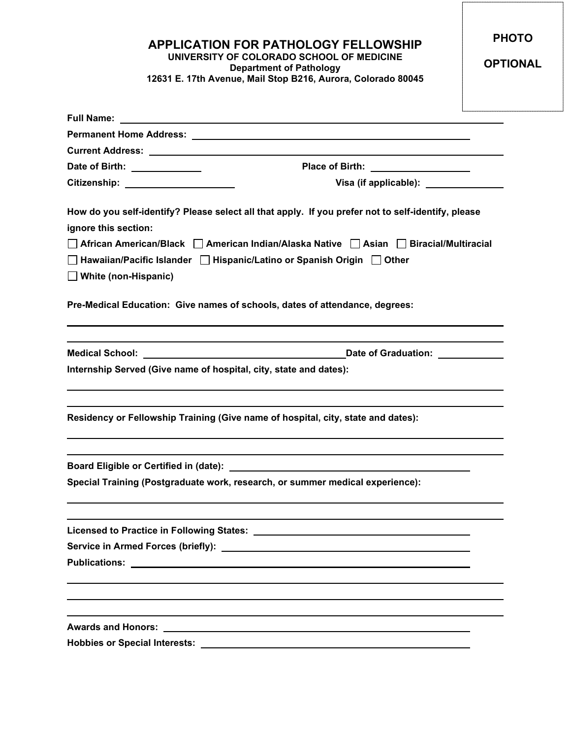PHOTO

OPTIONAL

# APPLICATION FOR PATHOLOGY FELLOWSHIP

**UNIVERSITY OF COLORADO SCHOOL OF MEDICINE**
**Department of Pathology**
**12631 E. 17th Avenue, Mail Stop B216, Aurora, Colorado 80045**

**Full Name:** ______________________________________________

**Permanent Home Address:** ______________________________________________

**Current Address:** ______________________________________________

**Date of Birth:** ______________ **Place of Birth:** ______________

**Citizenship:** ______________ **Visa (if applicable):** ______________

**How do you self-identify? Please select all that apply. If you prefer not to self-identify, please ignore this section:**

☐ **African American/Black** ☐ **American Indian/Alaska Native** ☐ **Asian** ☐ **Biracial/Multiracial**

☐ **Hawaiian/Pacific Islander** ☐ **Hispanic/Latino or Spanish Origin** ☐ **Other**

☐ **White (non-Hispanic)**

**Pre-Medical Education: Give names of schools, dates of attendance, degrees:**

______________________________________________

______________________________________________

**Medical School:** ______________________________ **Date of Graduation:** ______________

**Internship Served (Give name of hospital, city, state and dates):**

______________________________________________

______________________________________________

**Residency or Fellowship Training (Give name of hospital, city, state and dates):**

______________________________________________

______________________________________________

**Board Eligible or Certified in (date):** ______________________________________________

**Special Training (Postgraduate work, research, or summer medical experience):**

______________________________________________

______________________________________________

**Licensed to Practice in Following States:** ______________________________________________

**Service in Armed Forces (briefly):** ______________________________________________

**Publications:** ______________________________________________

______________________________________________

______________________________________________

______________________________________________

**Awards and Honors:** ______________________________________________

**Hobbies or Special Interests:** ______________________________________________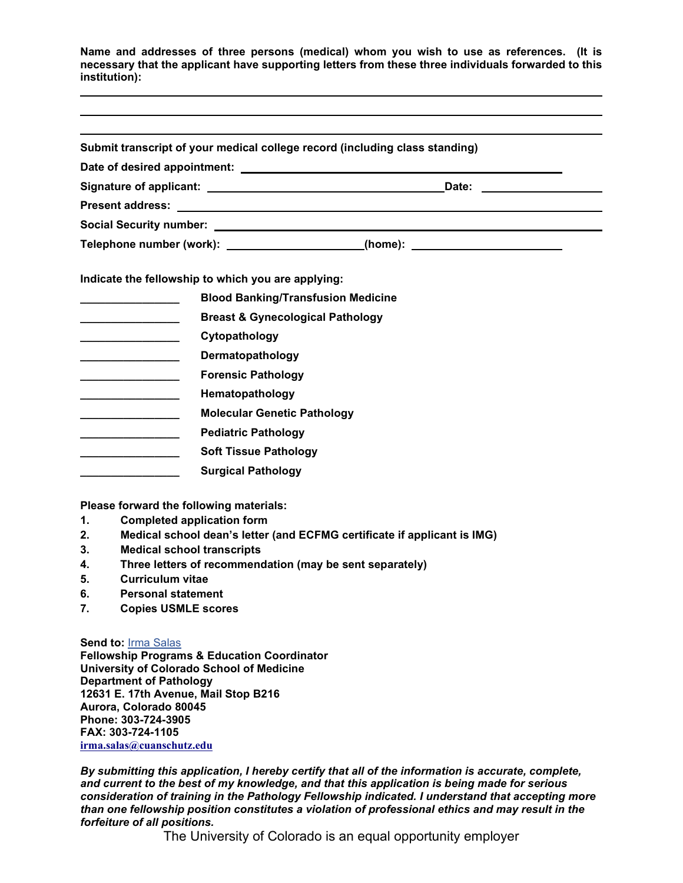**Name and addresses of three persons (medical) whom you wish to use as references. (It is necessary that the applicant have supporting letters from these three individuals forwarded to this institution):**

______________________________________________________________________

______________________________________________________________________

______________________________________________________________________

**Submit transcript of your medical college record (including class standing)**

**Date of desired appointment:** ______________________________________

**Signature of applicant:** ______________________________ **Date:** ______________

**Present address:** ______________________________________________

**Social Security number:** __________________________________________

**Telephone number (work):** ____________________ **(home):** ____________________

**Indicate the fellowship to which you are applying:**

________________ **Blood Banking/Transfusion Medicine**

________________ **Breast & Gynecological Pathology**

________________ **Cytopathology**

________________ **Dermatopathology**

________________ **Forensic Pathology**

________________ **Hematopathology**

________________ **Molecular Genetic Pathology**

________________ **Pediatric Pathology**

________________ **Soft Tissue Pathology**

________________ **Surgical Pathology**

**Please forward the following materials:**

1. **Completed application form**
2. **Medical school dean's letter (and ECFMG certificate if applicant is IMG)**
3. **Medical school transcripts**
4. **Three letters of recommendation (may be sent separately)**
5. **Curriculum vitae**
6. **Personal statement**
7. **Copies USMLE scores**

**Send to:** Irma Salas
**Fellowship Programs & Education Coordinator**
**University of Colorado School of Medicine**
**Department of Pathology**
**12631 E. 17th Avenue, Mail Stop B216**
**Aurora, Colorado 80045**
**Phone: 303-724-3905**
**FAX: 303-724-1105**
**irma.salas@cuanschutz.edu**

***By submitting this application, I hereby certify that all of the information is accurate, complete, and current to the best of my knowledge, and that this application is being made for serious consideration of training in the Pathology Fellowship indicated. I understand that accepting more than one fellowship position constitutes a violation of professional ethics and may result in the forfeiture of all positions.***

The University of Colorado is an equal opportunity employer